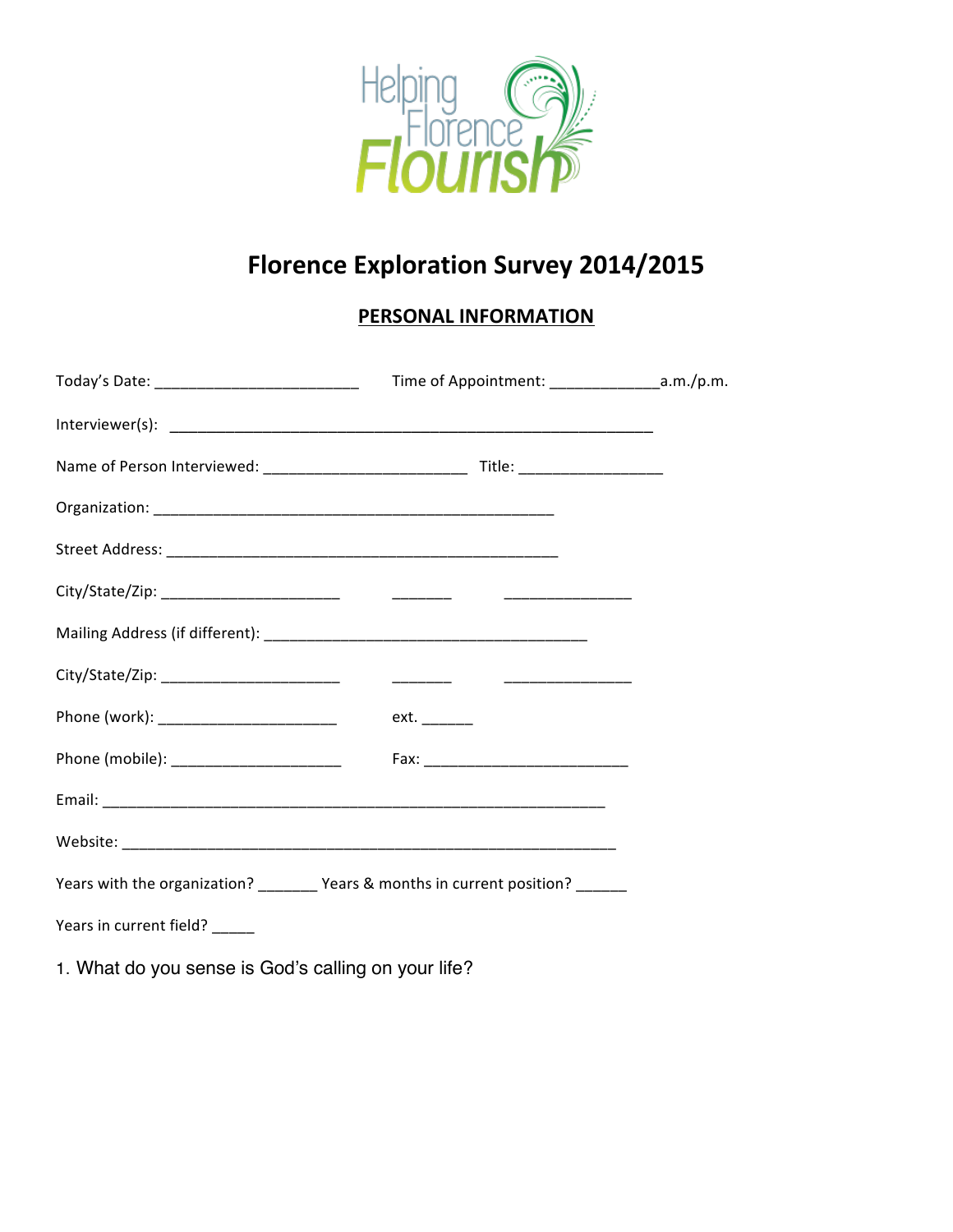Helping Florence Flourish

# Florence Exploration Survey 2014/2015

## PERSONAL INFORMATION

Today's Date: ________________________ Time of Appointment: _____________a.m./p.m.

Interviewer(s): _________________________________________________________

Name of Person Interviewed: ________________________ Title: _________________

Organization: _______________________________________________

Street Address: ______________________________________________

City/State/Zip: _____________________ _______ _______________

Mailing Address (if different): ______________________________________

City/State/Zip: _____________________ _______ _______________

Phone (work): _____________________ ext. ______

Phone (mobile): ____________________ Fax: ________________________

Email: ___________________________________________________________

Website: __________________________________________________________

Years with the organization? _______ Years & months in current position? ______

Years in current field? _____

1. What do you sense is God's calling on your life?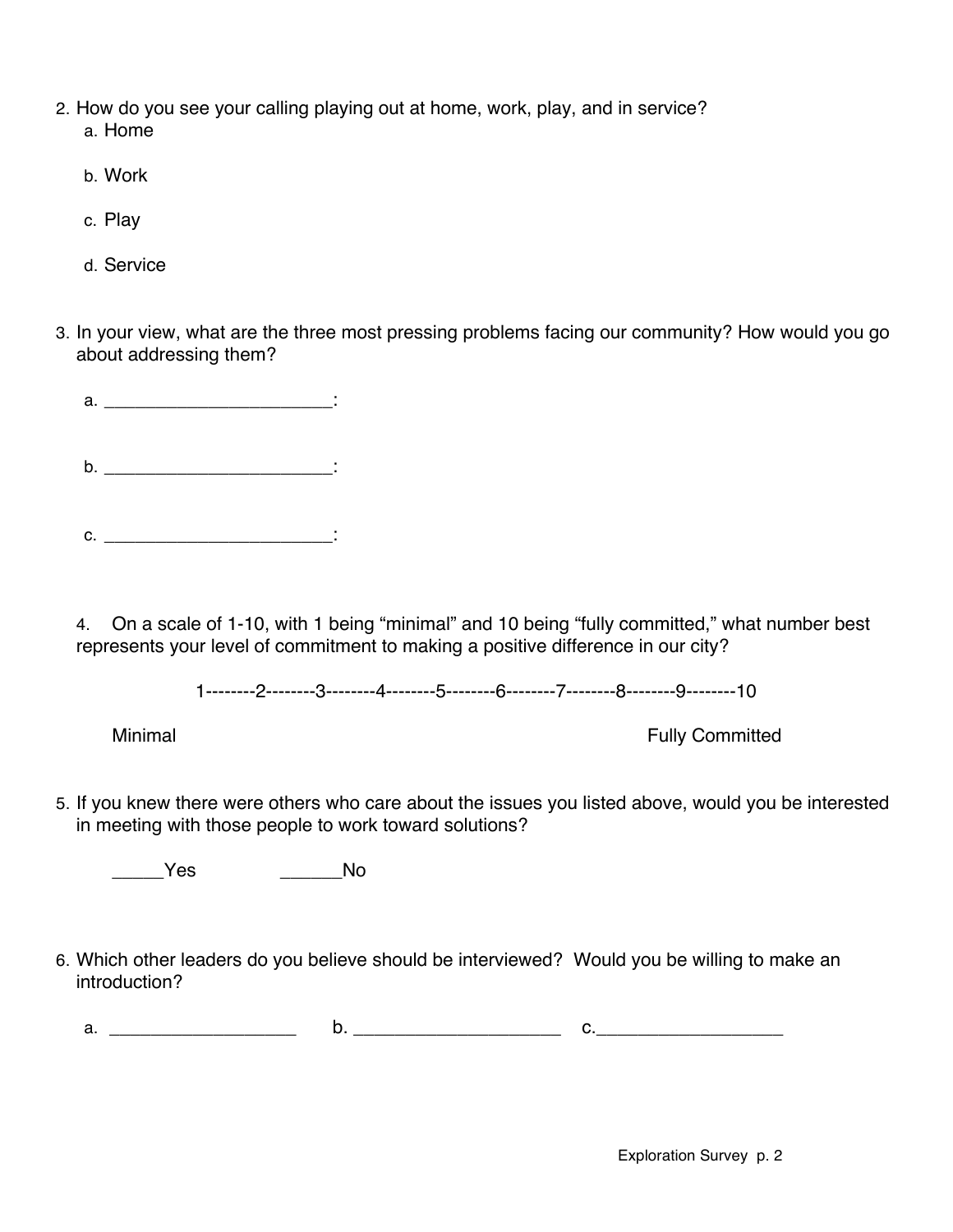2. How do you see your calling playing out at home, work, play, and in service?
   a. Home

   b. Work

   c. Play

   d. Service

3. In your view, what are the three most pressing problems facing our community? How would you go about addressing them?

   a. ______________________:

   b. ______________________:

   c. ______________________:

4. On a scale of 1-10, with 1 being "minimal" and 10 being "fully committed," what number best represents your level of commitment to making a positive difference in our city?

   1--------2--------3--------4--------5--------6--------7--------8--------9--------10

   Minimal                                                                                                  Fully Committed

5. If you knew there were others who care about the issues you listed above, would you be interested in meeting with those people to work toward solutions?

   _____Yes                ______No

6. Which other leaders do you believe should be interviewed? Would you be willing to make an introduction?

   a. ___________________      b. _____________________      c.___________________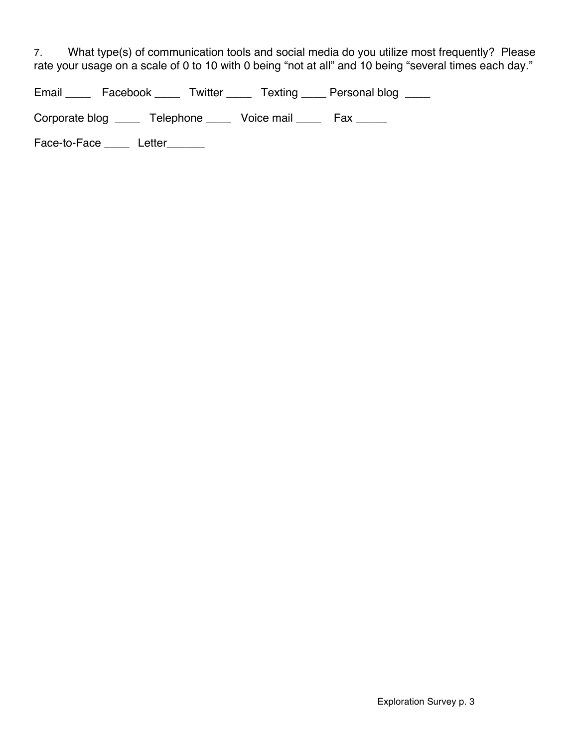7. What type(s) of communication tools and social media do you utilize most frequently? Please rate your usage on a scale of 0 to 10 with 0 being "not at all" and 10 being "several times each day."

Email ____ Facebook ____ Twitter ____ Texting ____ Personal blog ____

Corporate blog ____ Telephone ____ Voice mail ____ Fax _____

Face-to-Face ____ Letter______